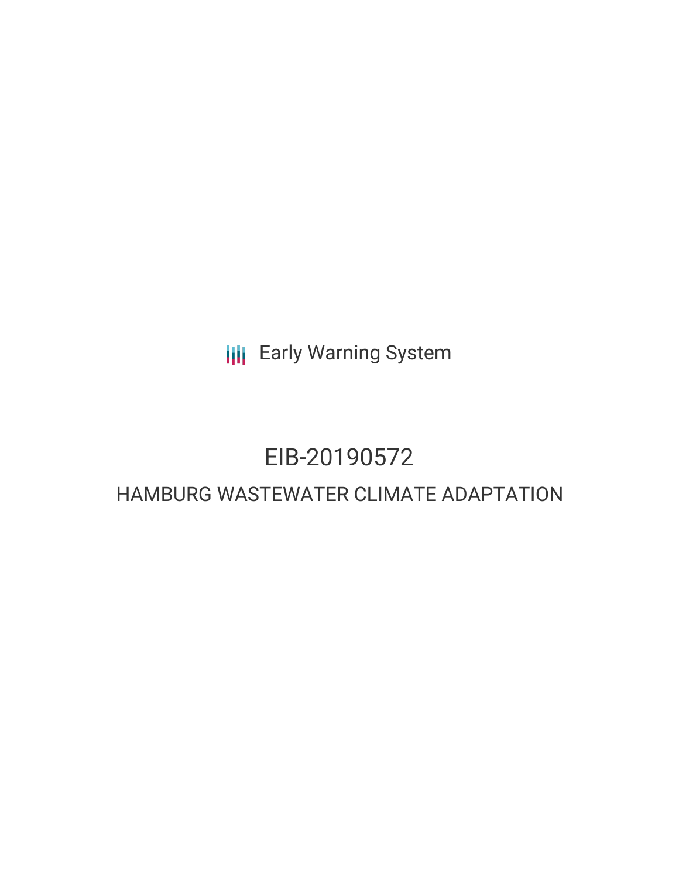Early Warning System

# EIB-20190572

## HAMBURG WASTEWATER CLIMATE ADAPTATION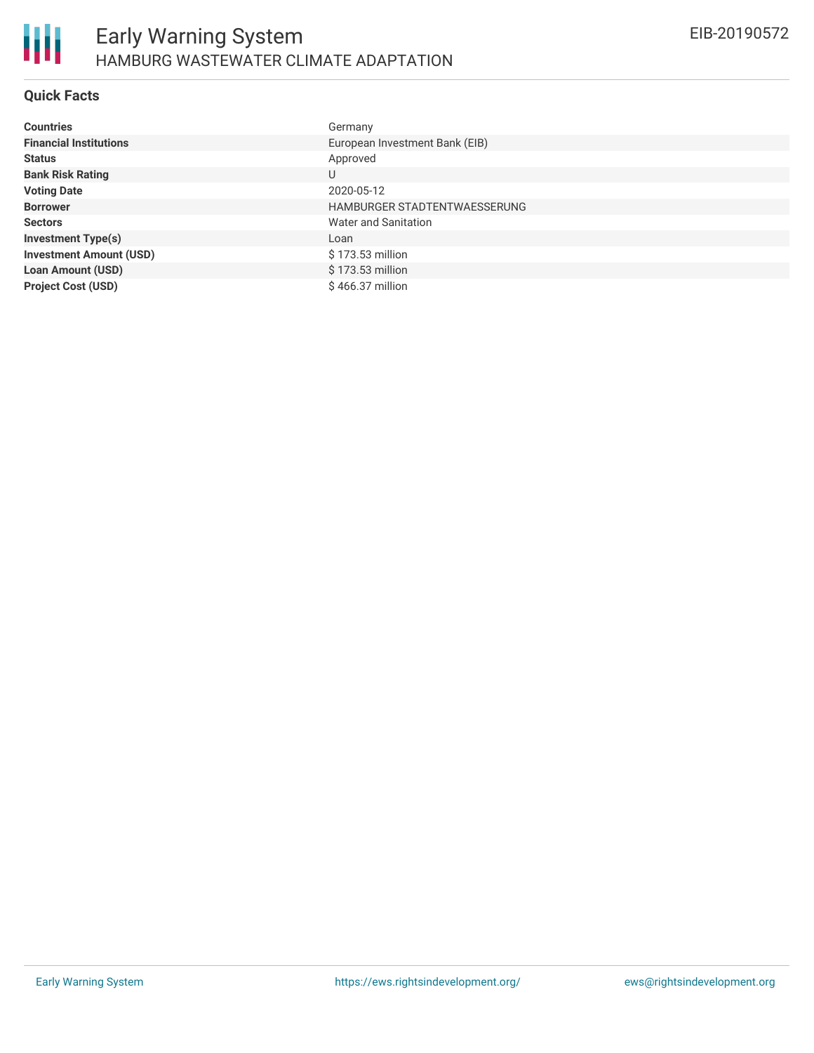# Early Warning System

## HAMBURG WASTEWATER CLIMATE ADAPTATION

EIB-20190572

### Quick Facts

| | |
|---|---|
| **Countries** | Germany |
| **Financial Institutions** | European Investment Bank (EIB) |
| **Status** | Approved |
| **Bank Risk Rating** | U |
| **Voting Date** | 2020-05-12 |
| **Borrower** | HAMBURGER STADTENTWAESSERUNG |
| **Sectors** | Water and Sanitation |
| **Investment Type(s)** | Loan |
| **Investment Amount (USD)** | $ 173.53 million |
| **Loan Amount (USD)** | $ 173.53 million |
| **Project Cost (USD)** | $ 466.37 million |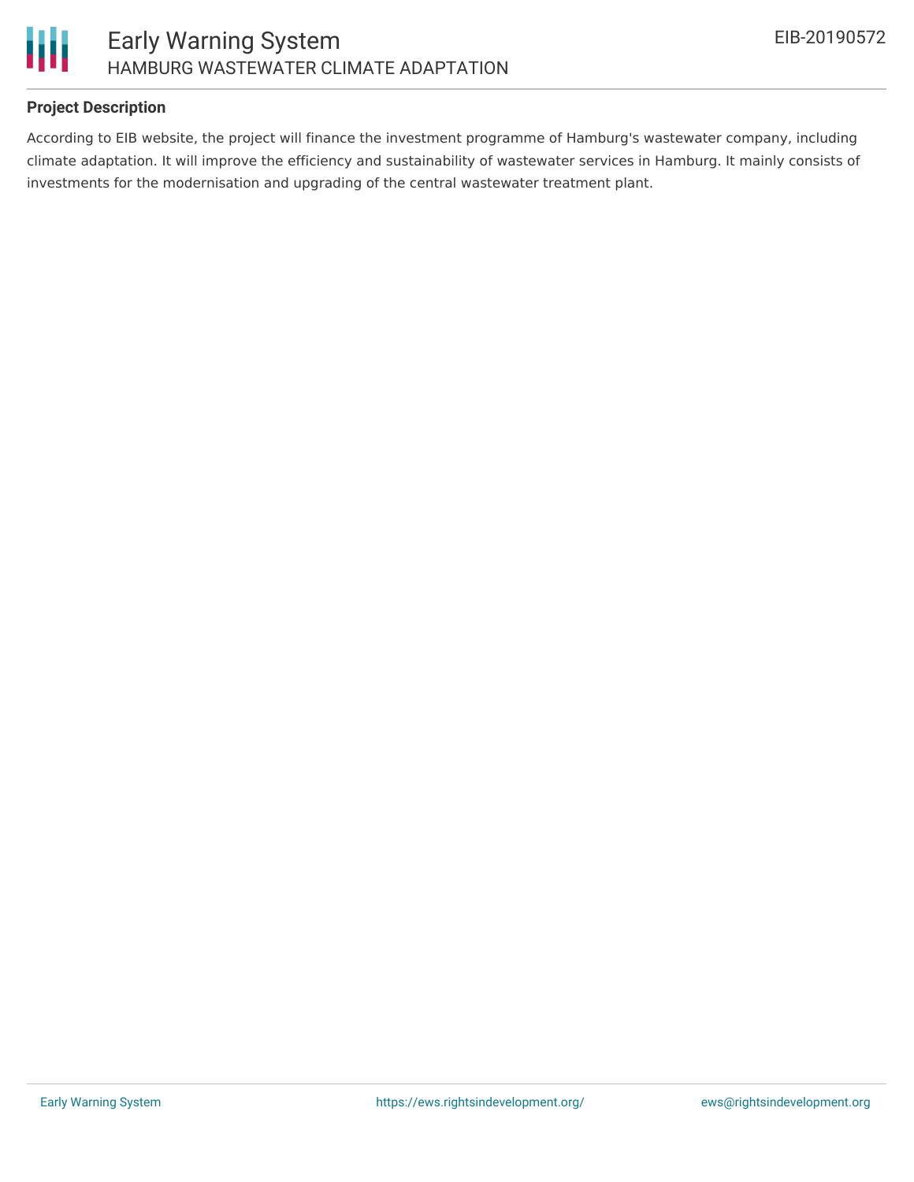## Project Description

According to EIB website, the project will finance the investment programme of Hamburg's wastewater company, including climate adaptation. It will improve the efficiency and sustainability of wastewater services in Hamburg. It mainly consists of investments for the modernisation and upgrading of the central wastewater treatment plant.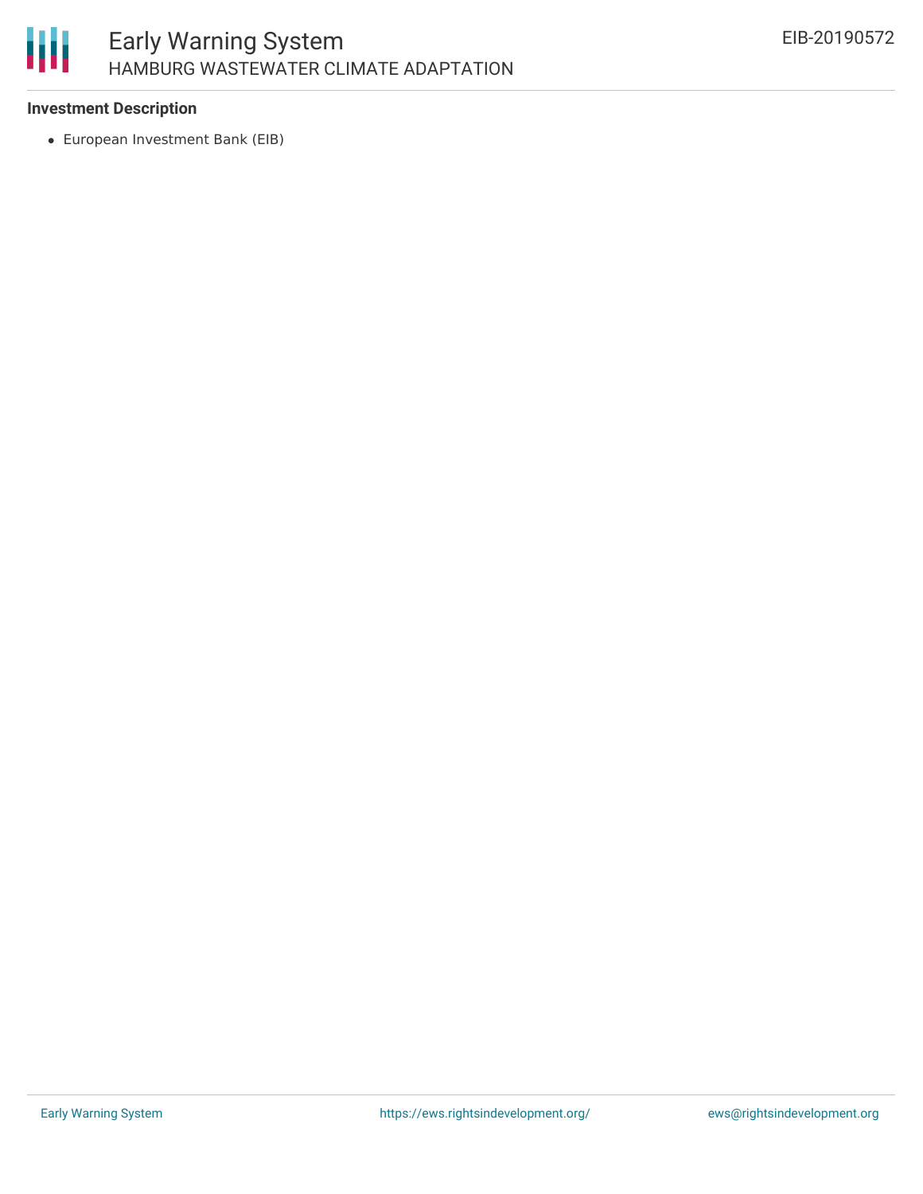### Investment Description

- European Investment Bank (EIB)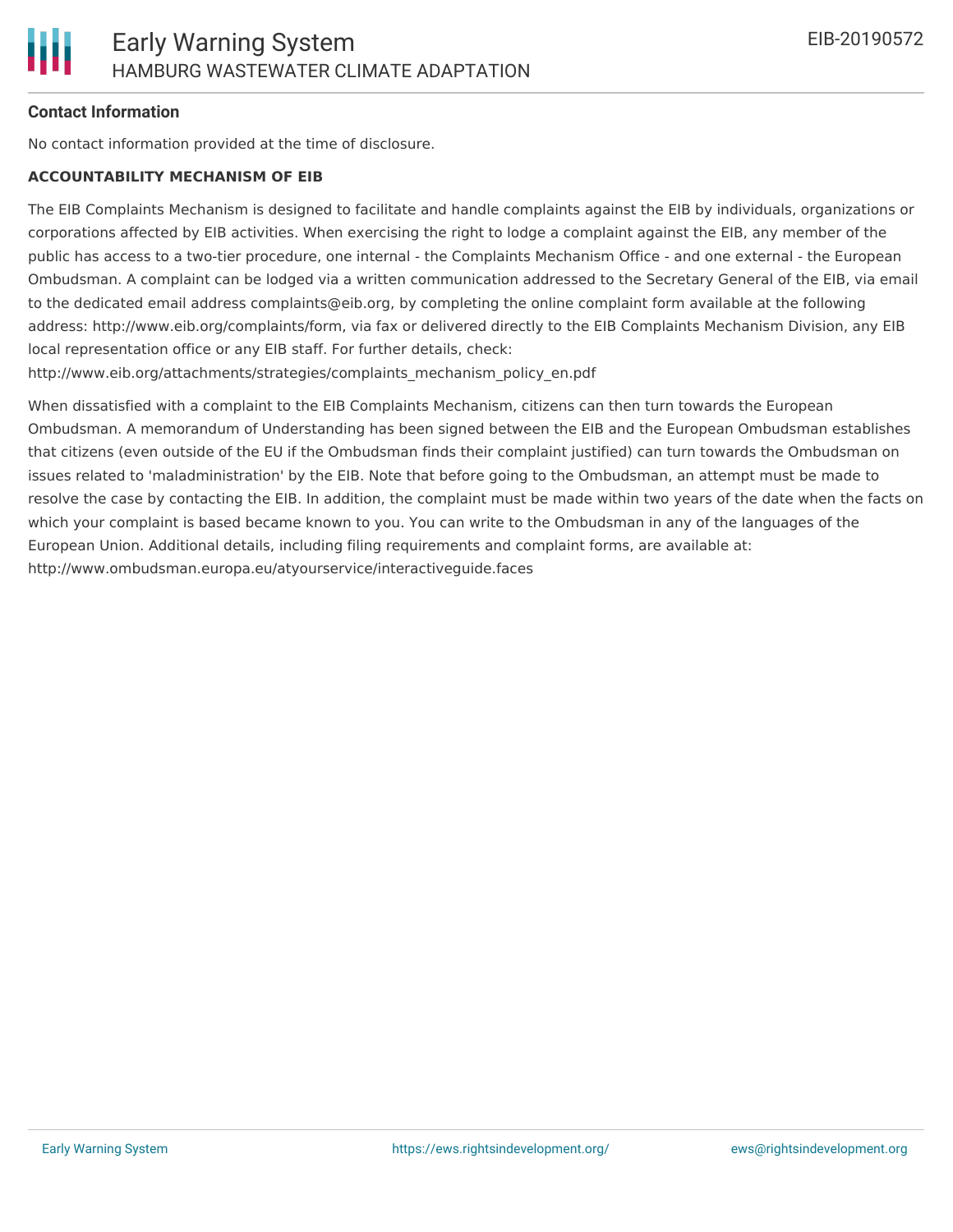## Contact Information

No contact information provided at the time of disclosure.

### ACCOUNTABILITY MECHANISM OF EIB

The EIB Complaints Mechanism is designed to facilitate and handle complaints against the EIB by individuals, organizations or corporations affected by EIB activities. When exercising the right to lodge a complaint against the EIB, any member of the public has access to a two-tier procedure, one internal - the Complaints Mechanism Office - and one external - the European Ombudsman. A complaint can be lodged via a written communication addressed to the Secretary General of the EIB, via email to the dedicated email address complaints@eib.org, by completing the online complaint form available at the following address: http://www.eib.org/complaints/form, via fax or delivered directly to the EIB Complaints Mechanism Division, any EIB local representation office or any EIB staff. For further details, check: http://www.eib.org/attachments/strategies/complaints_mechanism_policy_en.pdf

When dissatisfied with a complaint to the EIB Complaints Mechanism, citizens can then turn towards the European Ombudsman. A memorandum of Understanding has been signed between the EIB and the European Ombudsman establishes that citizens (even outside of the EU if the Ombudsman finds their complaint justified) can turn towards the Ombudsman on issues related to 'maladministration' by the EIB. Note that before going to the Ombudsman, an attempt must be made to resolve the case by contacting the EIB. In addition, the complaint must be made within two years of the date when the facts on which your complaint is based became known to you. You can write to the Ombudsman in any of the languages of the European Union. Additional details, including filing requirements and complaint forms, are available at: http://www.ombudsman.europa.eu/atyourservice/interactiveguide.faces